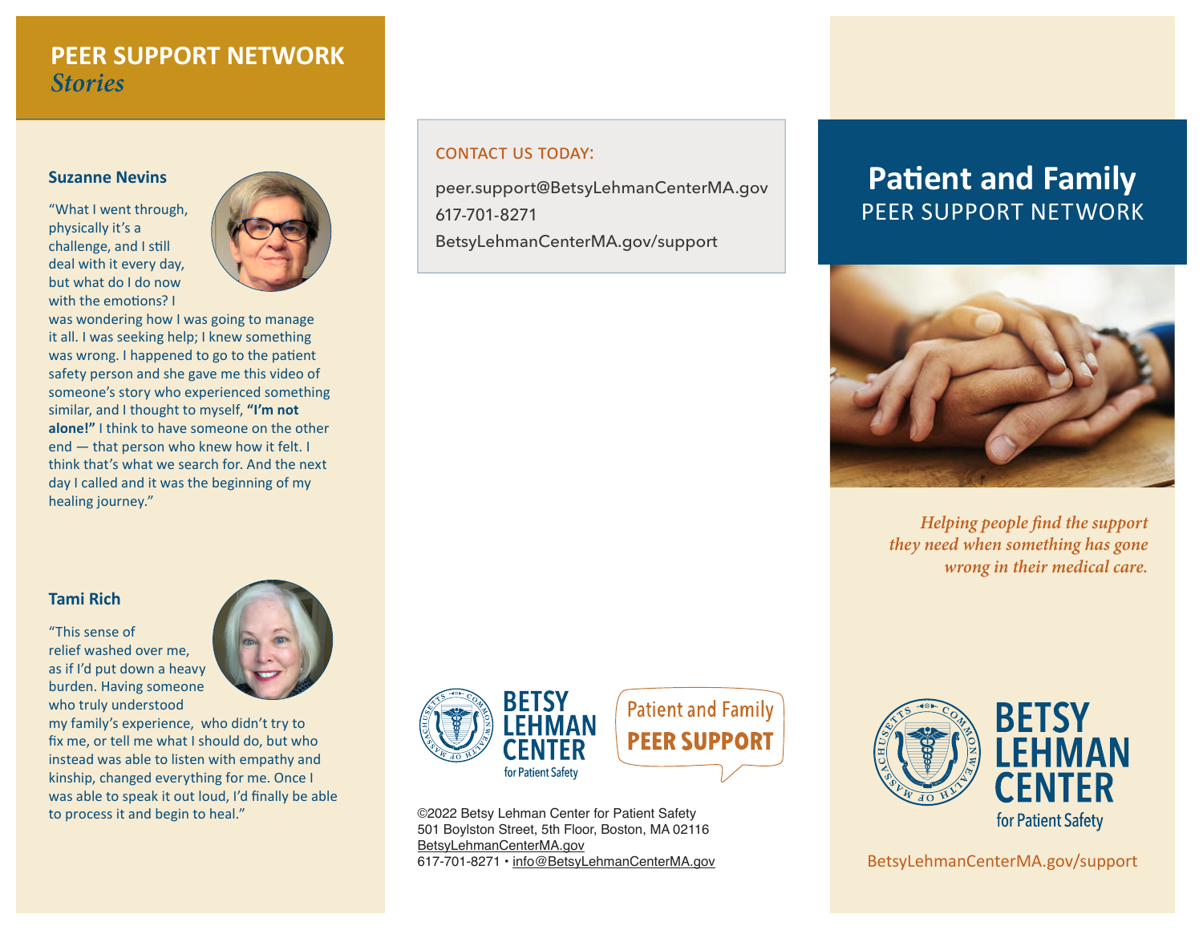## PEER SUPPORT NETWORK *Stories*

### Suzanne Nevins

"What I went through, physically it's a challenge, and I still deal with it every day, but what do I do now with the emotions? I was wondering how I was going to manage it all. I was seeking help; I knew something was wrong. I happened to go to the patient safety person and she gave me this video of someone's story who experienced something similar, and I thought to myself, **"I'm not alone!"** I think to have someone on the other end — that person who knew how it felt. I think that's what we search for. And the next day I called and it was the beginning of my healing journey."

### Tami Rich

"This sense of relief washed over me, as if I'd put down a heavy burden. Having someone who truly understood my family's experience, who didn't try to fix me, or tell me what I should do, but who instead was able to listen with empathy and kinship, changed everything for me. Once I was able to speak it out loud, I'd finally be able to process it and begin to heal."

**CONTACT US TODAY:**

peer.support@BetsyLehmanCenterMA.gov
617-701-8271
BetsyLehmanCenterMA.gov/support

BETSY LEHMAN CENTER for Patient Safety

Patient and Family PEER SUPPORT

©2022 Betsy Lehman Center for Patient Safety
501 Boylston Street, 5th Floor, Boston, MA 02116
BetsyLehmanCenterMA.gov
617-701-8271 • info@BetsyLehmanCenterMA.gov

# Patient and Family PEER SUPPORT NETWORK

*Helping people find the support they need when something has gone wrong in their medical care.*

BETSY LEHMAN CENTER for Patient Safety

BetsyLehmanCenterMA.gov/support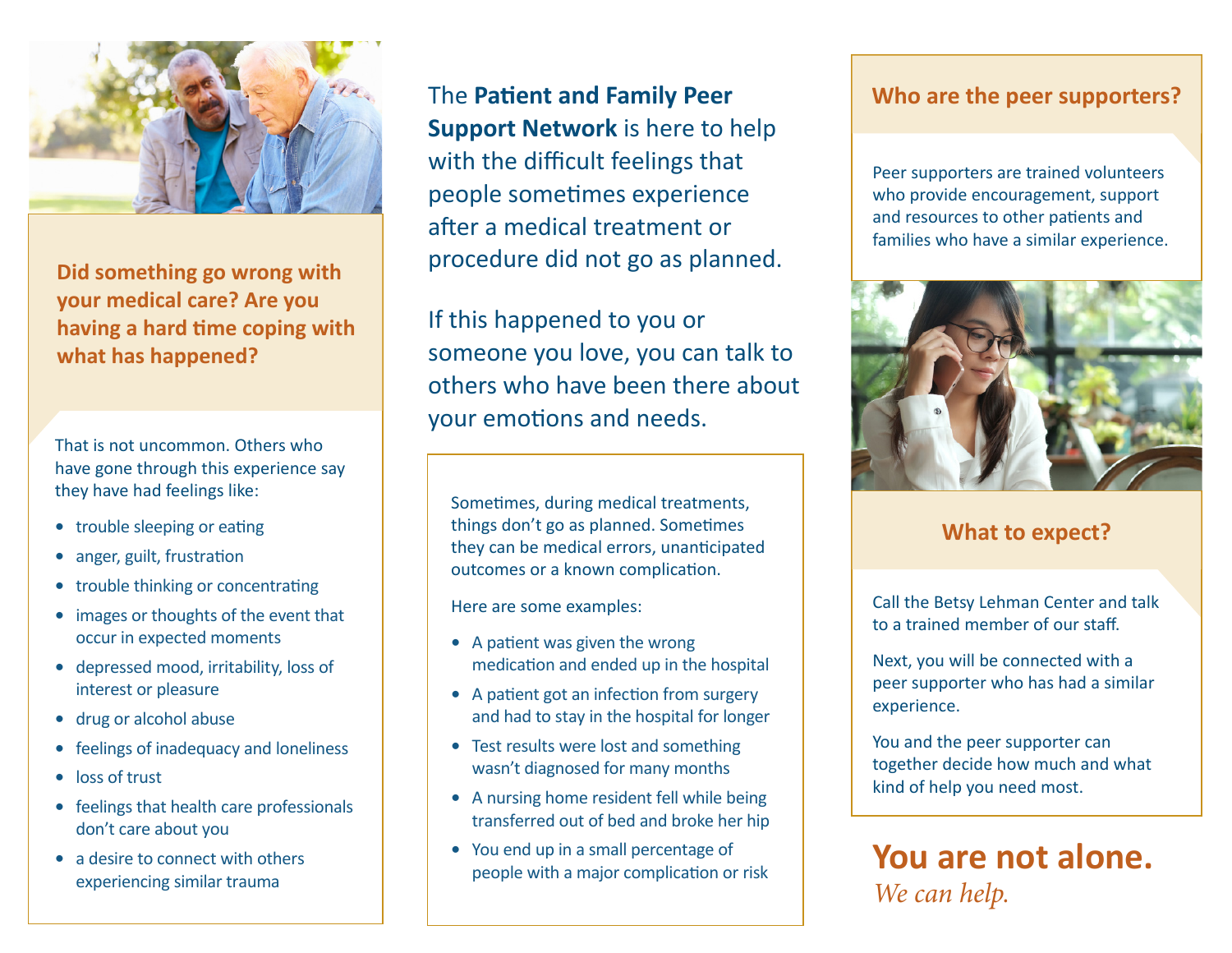## Did something go wrong with your medical care? Are you having a hard time coping with what has happened?

That is not uncommon. Others who have gone through this experience say they have had feelings like:

- trouble sleeping or eating
- anger, guilt, frustration
- trouble thinking or concentrating
- images or thoughts of the event that occur in expected moments
- depressed mood, irritability, loss of interest or pleasure
- drug or alcohol abuse
- feelings of inadequacy and loneliness
- loss of trust
- feelings that health care professionals don't care about you
- a desire to connect with others experiencing similar trauma

The **Patient and Family Peer Support Network** is here to help with the difficult feelings that people sometimes experience after a medical treatment or procedure did not go as planned.

If this happened to you or someone you love, you can talk to others who have been there about your emotions and needs.

Sometimes, during medical treatments, things don't go as planned. Sometimes they can be medical errors, unanticipated outcomes or a known complication.

Here are some examples:

- A patient was given the wrong medication and ended up in the hospital
- A patient got an infection from surgery and had to stay in the hospital for longer
- Test results were lost and something wasn't diagnosed for many months
- A nursing home resident fell while being transferred out of bed and broke her hip
- You end up in a small percentage of people with a major complication or risk

## Who are the peer supporters?

Peer supporters are trained volunteers who provide encouragement, support and resources to other patients and families who have a similar experience.

## What to expect?

Call the Betsy Lehman Center and talk to a trained member of our staff.

Next, you will be connected with a peer supporter who has had a similar experience.

You and the peer supporter can together decide how much and what kind of help you need most.

# You are not alone.

*We can help.*